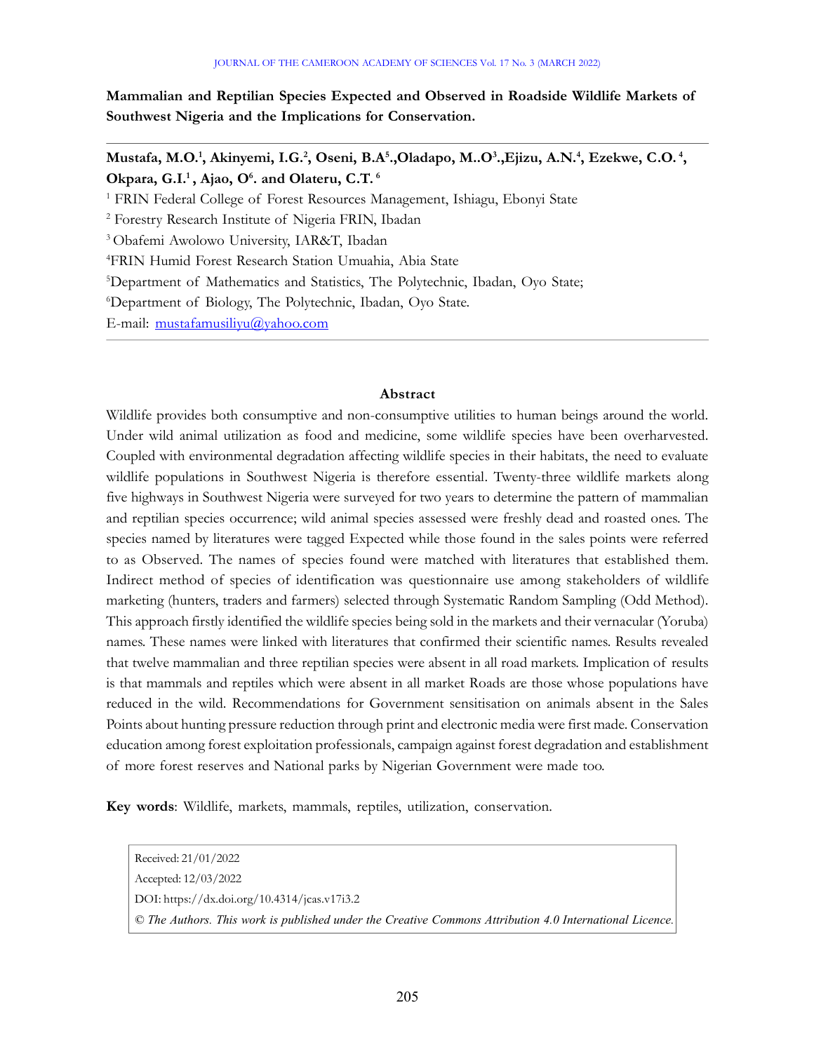# Mammalian and Reptilian Species Expected and Observed in Roadside Wildlife Markets of Southwest Nigeria and the Implications for Conservation.

**Mustafa, M.O.[1], Akinyemi, I.G.[2], Oseni, B.A[5].,Oladapo, M..O[3].,Ejizu, A.N.[4], Ezekwe, C.O.[4], Okpara, G.I.[1] , Ajao, O[6]. and Olateru, C.T.[6]**

[1] FRIN Federal College of Forest Resources Management, Ishiagu, Ebonyi State

[2] Forestry Research Institute of Nigeria FRIN, Ibadan

[3] Obafemi Awolowo University, IAR&T, Ibadan

[4]FRIN Humid Forest Research Station Umuahia, Abia State

[5]Department of Mathematics and Statistics, The Polytechnic, Ibadan, Oyo State;

[6]Department of Biology, The Polytechnic, Ibadan, Oyo State.

E-mail: mustafamusiliyu@yahoo.com

## Abstract

Wildlife provides both consumptive and non-consumptive utilities to human beings around the world. Under wild animal utilization as food and medicine, some wildlife species have been overharvested. Coupled with environmental degradation affecting wildlife species in their habitats, the need to evaluate wildlife populations in Southwest Nigeria is therefore essential. Twenty-three wildlife markets along five highways in Southwest Nigeria were surveyed for two years to determine the pattern of mammalian and reptilian species occurrence; wild animal species assessed were freshly dead and roasted ones. The species named by literatures were tagged Expected while those found in the sales points were referred to as Observed. The names of species found were matched with literatures that established them. Indirect method of species of identification was questionnaire use among stakeholders of wildlife marketing (hunters, traders and farmers) selected through Systematic Random Sampling (Odd Method). This approach firstly identified the wildlife species being sold in the markets and their vernacular (Yoruba) names. These names were linked with literatures that confirmed their scientific names. Results revealed that twelve mammalian and three reptilian species were absent in all road markets. Implication of results is that mammals and reptiles which were absent in all market Roads are those whose populations have reduced in the wild. Recommendations for Government sensitisation on animals absent in the Sales Points about hunting pressure reduction through print and electronic media were first made. Conservation education among forest exploitation professionals, campaign against forest degradation and establishment of more forest reserves and National parks by Nigerian Government were made too.

**Key words**: Wildlife, markets, mammals, reptiles, utilization, conservation.

Received: 21/01/2022

Accepted: 12/03/2022

DOI: https://dx.doi.org/10.4314/jcas.v17i3.2

*© The Authors. This work is published under the Creative Commons Attribution 4.0 International Licence.*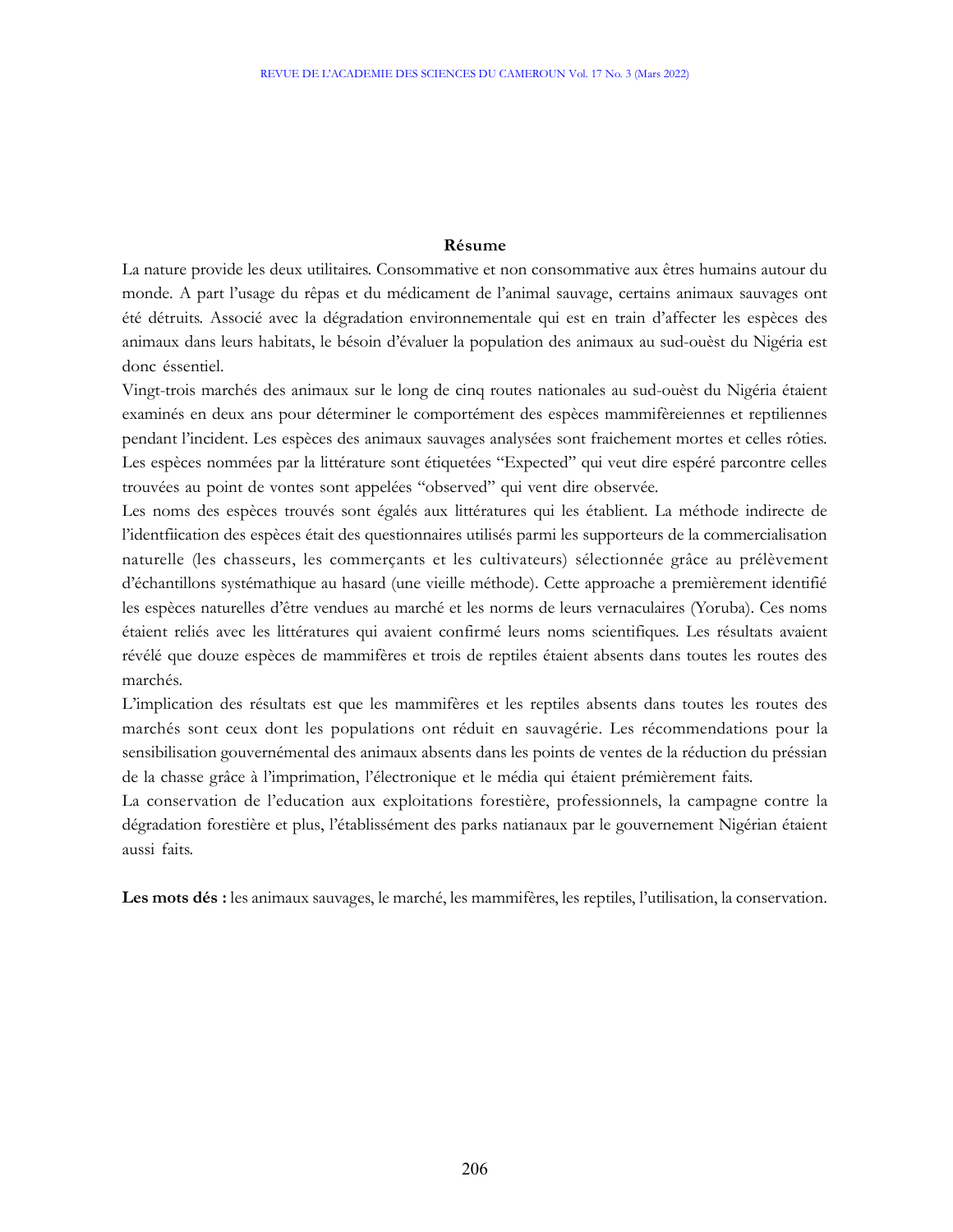## Résume

La nature provide les deux utilitaires. Consommative et non consommative aux êtres humains autour du monde. A part l'usage du rêpas et du médicament de l'animal sauvage, certains animaux sauvages ont été détruits. Associé avec la dégradation environnementale qui est en train d'affecter les espèces des animaux dans leurs habitats, le bésoin d'évaluer la population des animaux au sud-ouèst du Nigéria est donc éssentiel.

Vingt-trois marchés des animaux sur le long de cinq routes nationales au sud-ouèst du Nigéria étaient examinés en deux ans pour déterminer le comportément des espèces mammifèreiennes et reptiliennes pendant l'incident. Les espèces des animaux sauvages analysées sont fraichement mortes et celles rôties. Les espèces nommées par la littérature sont étiquetées "Expected" qui veut dire espéré parcontre celles trouvées au point de vontes sont appelées "observed" qui vent dire observée.

Les noms des espèces trouvés sont égalés aux littératures qui les établient. La méthode indirecte de l'identfiication des espèces était des questionnaires utilisés parmi les supporteurs de la commercialisation naturelle (les chasseurs, les commerçants et les cultivateurs) sélectionnée grâce au prélèvement d'échantillons systémathique au hasard (une vieille méthode). Cette approache a premièrement identifié les espèces naturelles d'être vendues au marché et les norms de leurs vernaculaires (Yoruba). Ces noms étaient reliés avec les littératures qui avaient confirmé leurs noms scientifiques. Les résultats avaient révélé que douze espèces de mammifères et trois de reptiles étaient absents dans toutes les routes des marchés.

L'implication des résultats est que les mammifères et les reptiles absents dans toutes les routes des marchés sont ceux dont les populations ont réduit en sauvagérie. Les récommendations pour la sensibilisation gouvernémental des animaux absents dans les points de ventes de la réduction du préssian de la chasse grâce à l'imprimation, l'électronique et le média qui étaient prémièrement faits.

La conservation de l'education aux exploitations forestière, professionnels, la campagne contre la dégradation forestière et plus, l'établissément des parks natianaux par le gouvernement Nigérian étaient aussi faits.

**Les mots dés :** les animaux sauvages, le marché, les mammifères, les reptiles, l'utilisation, la conservation.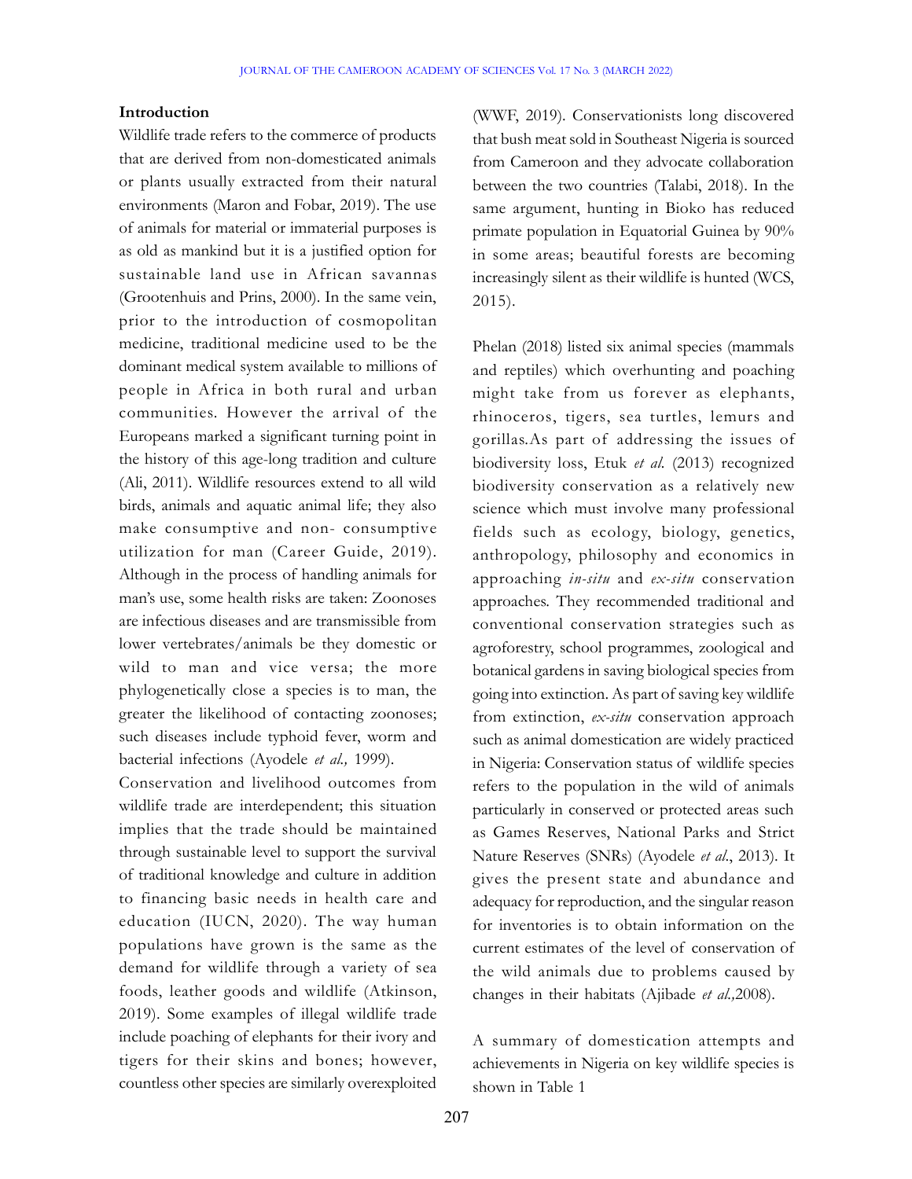## Introduction

Wildlife trade refers to the commerce of products that are derived from non-domesticated animals or plants usually extracted from their natural environments (Maron and Fobar, 2019). The use of animals for material or immaterial purposes is as old as mankind but it is a justified option for sustainable land use in African savannas (Grootenhuis and Prins, 2000). In the same vein, prior to the introduction of cosmopolitan medicine, traditional medicine used to be the dominant medical system available to millions of people in Africa in both rural and urban communities. However the arrival of the Europeans marked a significant turning point in the history of this age-long tradition and culture (Ali, 2011). Wildlife resources extend to all wild birds, animals and aquatic animal life; they also make consumptive and non- consumptive utilization for man (Career Guide, 2019). Although in the process of handling animals for man's use, some health risks are taken: Zoonoses are infectious diseases and are transmissible from lower vertebrates/animals be they domestic or wild to man and vice versa; the more phylogenetically close a species is to man, the greater the likelihood of contacting zoonoses; such diseases include typhoid fever, worm and bacterial infections (Ayodele *et al.,* 1999).

Conservation and livelihood outcomes from wildlife trade are interdependent; this situation implies that the trade should be maintained through sustainable level to support the survival of traditional knowledge and culture in addition to financing basic needs in health care and education (IUCN, 2020). The way human populations have grown is the same as the demand for wildlife through a variety of sea foods, leather goods and wildlife (Atkinson, 2019). Some examples of illegal wildlife trade include poaching of elephants for their ivory and tigers for their skins and bones; however, countless other species are similarly overexploited (WWF, 2019). Conservationists long discovered that bush meat sold in Southeast Nigeria is sourced from Cameroon and they advocate collaboration between the two countries (Talabi, 2018). In the same argument, hunting in Bioko has reduced primate population in Equatorial Guinea by 90% in some areas; beautiful forests are becoming increasingly silent as their wildlife is hunted (WCS, 2015).

Phelan (2018) listed six animal species (mammals and reptiles) which overhunting and poaching might take from us forever as elephants, rhinoceros, tigers, sea turtles, lemurs and gorillas.As part of addressing the issues of biodiversity loss, Etuk *et al.* (2013) recognized biodiversity conservation as a relatively new science which must involve many professional fields such as ecology, biology, genetics, anthropology, philosophy and economics in approaching *in-situ* and *ex-situ* conservation approaches. They recommended traditional and conventional conservation strategies such as agroforestry, school programmes, zoological and botanical gardens in saving biological species from going into extinction. As part of saving key wildlife from extinction, *ex-situ* conservation approach such as animal domestication are widely practiced in Nigeria: Conservation status of wildlife species refers to the population in the wild of animals particularly in conserved or protected areas such as Games Reserves, National Parks and Strict Nature Reserves (SNRs) (Ayodele *et al.*, 2013). It gives the present state and abundance and adequacy for reproduction, and the singular reason for inventories is to obtain information on the current estimates of the level of conservation of the wild animals due to problems caused by changes in their habitats (Ajibade *et al.,*2008).

A summary of domestication attempts and achievements in Nigeria on key wildlife species is shown in Table 1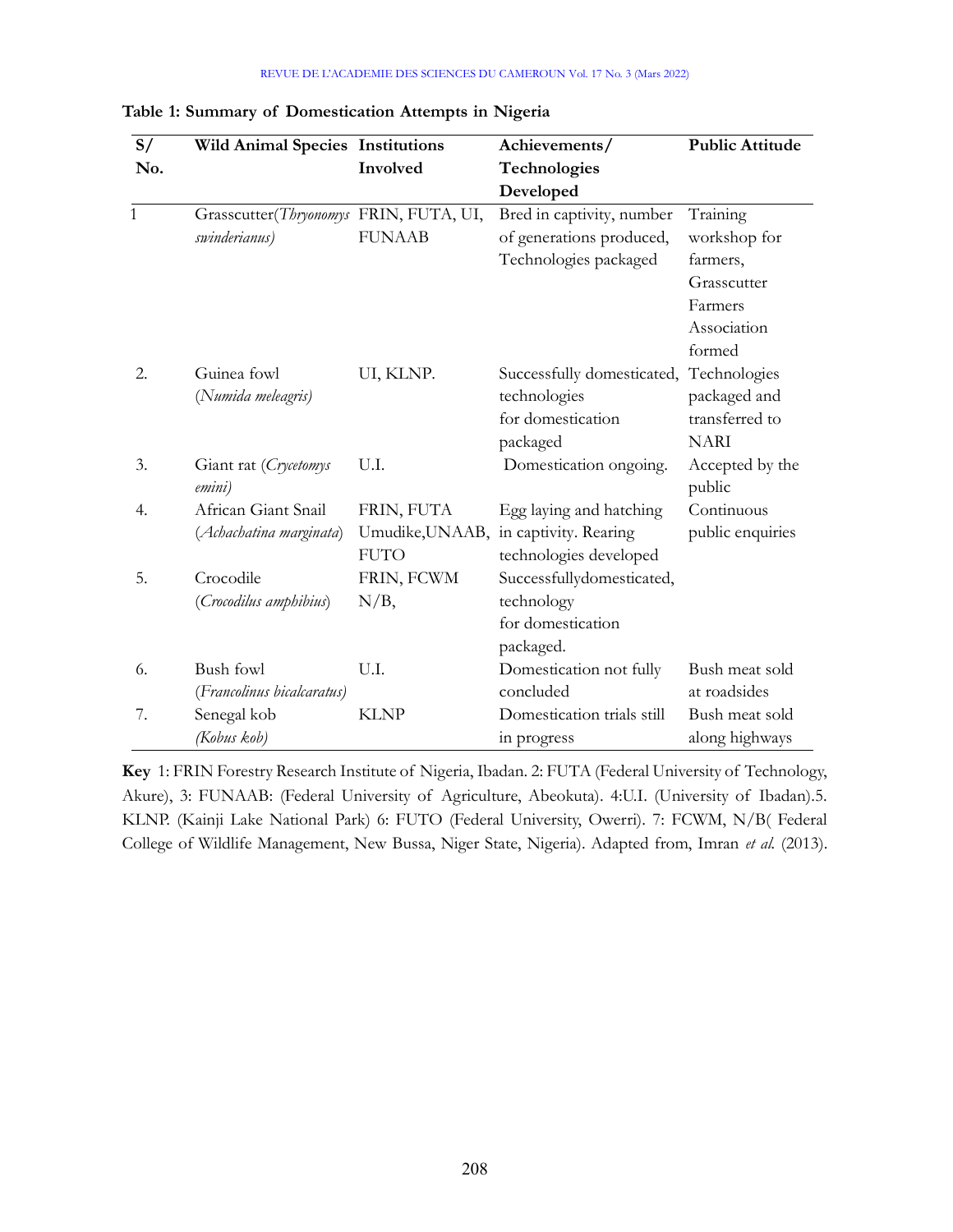**Table 1: Summary of Domestication Attempts in Nigeria**

| S/ No. | Wild Animal Species | Institutions Involved | Achievements/ Technologies Developed | Public Attitude |
|---|---|---|---|---|
| 1 | Grasscutter(*Thryonomys swinderianus)* | FRIN, FUTA, UI, FUNAAB | Bred in captivity, number of generations produced, Technologies packaged | Training workshop for farmers, Grasscutter Farmers Association formed |
| 2. | Guinea fowl (*Numida meleagris)* | UI, KLNP. | Successfully domesticated, technologies for domestication packaged | Technologies packaged and transferred to NARI |
| 3. | Giant rat (*Crycetomys emini)* | U.I. | Domestication ongoing. | Accepted by the public |
| 4. | African Giant Snail (*Achachatina marginata*) | FRIN, FUTA Umudike,UNAAB, FUTO | Egg laying and hatching in captivity. Rearing technologies developed | Continuous public enquiries |
| 5. | Crocodile (*Crocodilus amphibius*) | FRIN, FCWM N/B, | Successfullydomesticated, technology for domestication packaged. | |
| 6. | Bush fowl (*Francolinus bicalcaratus*) | U.I. | Domestication not fully concluded | Bush meat sold at roadsides |
| 7. | Senegal kob *(Kobus kob)* | KLNP | Domestication trials still in progress | Bush meat sold along highways |

**Key** 1: FRIN Forestry Research Institute of Nigeria, Ibadan. 2: FUTA (Federal University of Technology, Akure), 3: FUNAAB: (Federal University of Agriculture, Abeokuta). 4:U.I. (University of Ibadan).5. KLNP. (Kainji Lake National Park) 6: FUTO (Federal University, Owerri). 7: FCWM, N/B( Federal College of Wildlife Management, New Bussa, Niger State, Nigeria). Adapted from, Imran *et al.* (2013).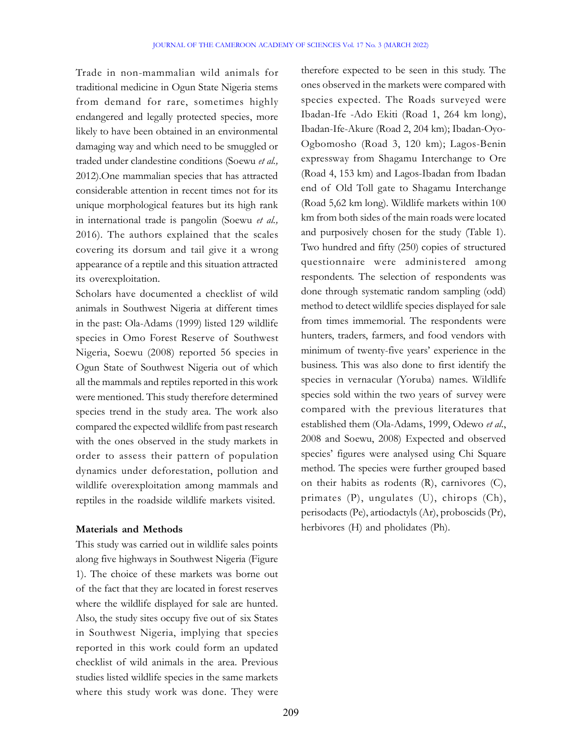Trade in non-mammalian wild animals for traditional medicine in Ogun State Nigeria stems from demand for rare, sometimes highly endangered and legally protected species, more likely to have been obtained in an environmental damaging way and which need to be smuggled or traded under clandestine conditions (Soewu *et al.,* 2012).One mammalian species that has attracted considerable attention in recent times not for its unique morphological features but its high rank in international trade is pangolin (Soewu *et al.,* 2016). The authors explained that the scales covering its dorsum and tail give it a wrong appearance of a reptile and this situation attracted its overexploitation.

Scholars have documented a checklist of wild animals in Southwest Nigeria at different times in the past: Ola-Adams (1999) listed 129 wildlife species in Omo Forest Reserve of Southwest Nigeria, Soewu (2008) reported 56 species in Ogun State of Southwest Nigeria out of which all the mammals and reptiles reported in this work were mentioned. This study therefore determined species trend in the study area. The work also compared the expected wildlife from past research with the ones observed in the study markets in order to assess their pattern of population dynamics under deforestation, pollution and wildlife overexploitation among mammals and reptiles in the roadside wildlife markets visited.

**Materials and Methods**

This study was carried out in wildlife sales points along five highways in Southwest Nigeria (Figure 1). The choice of these markets was borne out of the fact that they are located in forest reserves where the wildlife displayed for sale are hunted. Also, the study sites occupy five out of six States in Southwest Nigeria, implying that species reported in this work could form an updated checklist of wild animals in the area. Previous studies listed wildlife species in the same markets where this study work was done. They were therefore expected to be seen in this study. The ones observed in the markets were compared with species expected. The Roads surveyed were Ibadan-Ife -Ado Ekiti (Road 1, 264 km long), Ibadan-Ife-Akure (Road 2, 204 km); Ibadan-Oyo-Ogbomosho (Road 3, 120 km); Lagos-Benin expressway from Shagamu Interchange to Ore (Road 4, 153 km) and Lagos-Ibadan from Ibadan end of Old Toll gate to Shagamu Interchange (Road 5,62 km long). Wildlife markets within 100 km from both sides of the main roads were located and purposively chosen for the study (Table 1). Two hundred and fifty (250) copies of structured questionnaire were administered among respondents. The selection of respondents was done through systematic random sampling (odd) method to detect wildlife species displayed for sale from times immemorial. The respondents were hunters, traders, farmers, and food vendors with minimum of twenty-five years' experience in the business. This was also done to first identify the species in vernacular (Yoruba) names. Wildlife species sold within the two years of survey were compared with the previous literatures that established them (Ola-Adams, 1999, Odewo *et al.*, 2008 and Soewu, 2008) Expected and observed species' figures were analysed using Chi Square method. The species were further grouped based on their habits as rodents (R), carnivores (C), primates (P), ungulates (U), chirops (Ch), perisodacts (Pe), artiodactyls (Ar), proboscids (Pr), herbivores (H) and pholidates (Ph).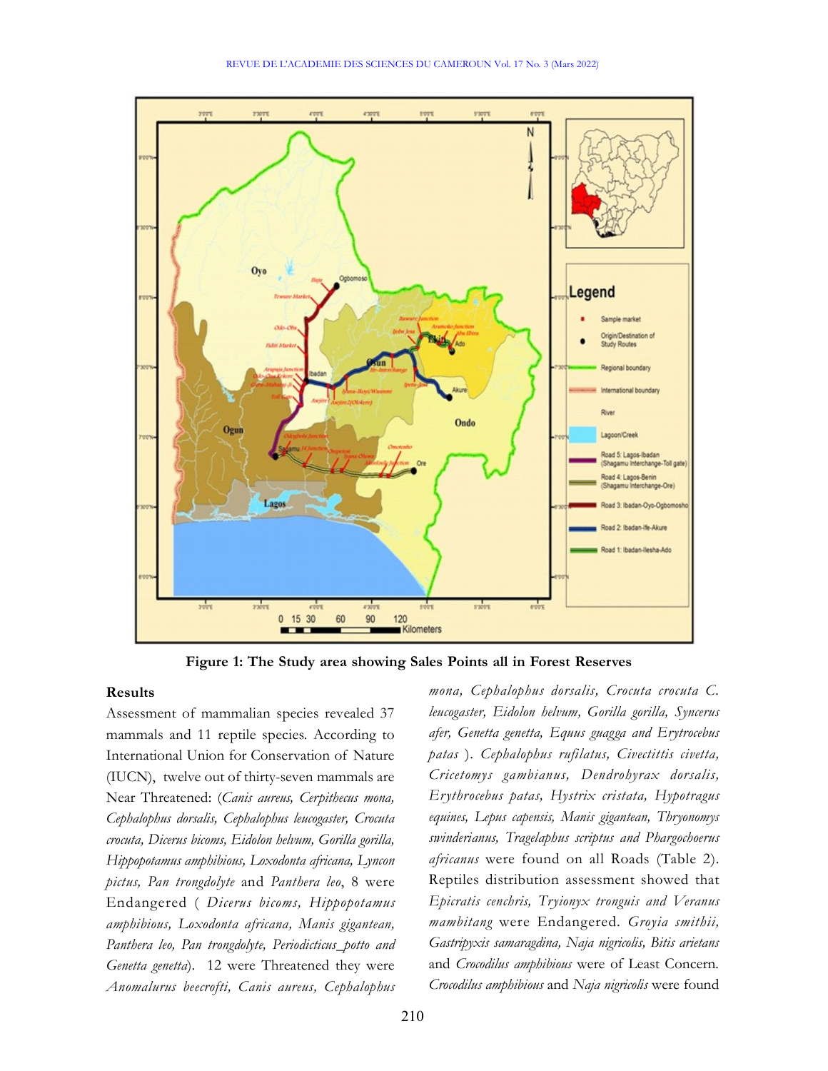**Figure 1: The Study area showing Sales Points all in Forest Reserves**

## Results

Assessment of mammalian species revealed 37 mammals and 11 reptile species. According to International Union for Conservation of Nature (IUCN), twelve out of thirty-seven mammals are Near Threatened: (*Canis aureus, Cerpithecus mona, Cephalophus dorsalis, Cephalophus leucogaster, Crocuta crocuta, Dicerus bicoms, Eidolon helvum, Gorilla gorilla, Hippopotamus amphibious, Loxodonta africana, Lyncon pictus, Pan trongdolyte* and *Panthera leo*, 8 were Endangered ( *Dicerus bicoms, Hippopotamus amphibious, Loxodonta africana, Manis gigantean, Panthera leo, Pan trongdolyte, Periodicticus_potto and Genetta genetta*). 12 were Threatened they were *Anomalurus beecrofti, Canis aureus, Cephalophus mona, Cephalophus dorsalis, Crocuta crocuta C. leucogaster, Eidolon helvum, Gorilla gorilla, Syncerus afer, Genetta genetta, Equus guagga and Erytrocebus patas* ). *Cephalophus rufilatus, Civectittis civetta, Cricetomys gambianus, Dendrohyrax dorsalis, Erythrocebus patas, Hystrix cristata, Hypotragus equines, Lepus capensis, Manis gigantean, Thryonomys swinderianus, Tragelaphus scriptus and Phargochoerus africanus* were found on all Roads (Table 2). Reptiles distribution assessment showed that *Epicratis cenchris, Tryionyx tronguis and Veranus mambitang* were Endangered. *Groyia smithii, Gastripyxis samaragdina, Naja nigricolis, Bitis arietans* and *Crocodilus amphibious* were of Least Concern. *Crocodilus amphibious* and *Naja nigricolis* were found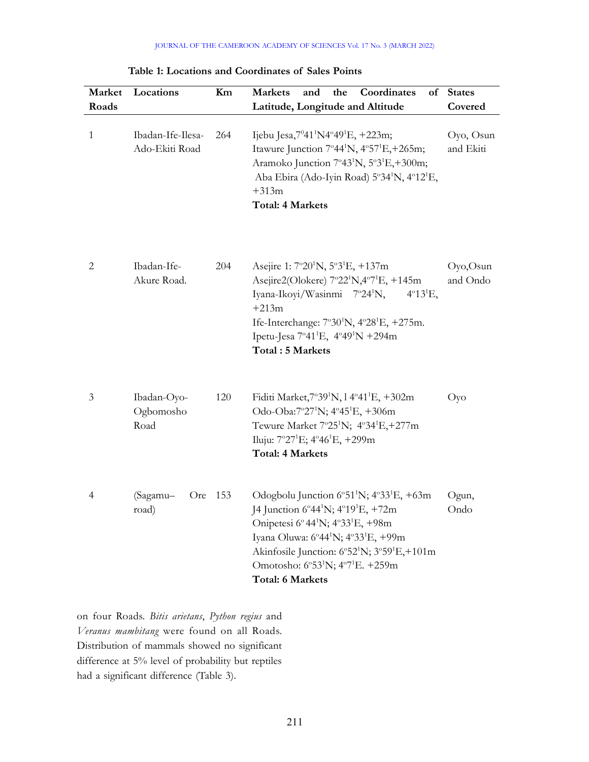**Table 1: Locations and Coordinates of Sales Points**

| Market Roads | Locations | Km | Markets and the Coordinates of Latitude, Longitude and Altitude | States Covered |
|---|---|---|---|---|
| 1 | Ibadan-Ife-Ilesa-Ado-Ekiti Road | 264 | Ijebu Jesa,7°41'N4°49'E, +223m; Itawure Junction 7°44'N, 4°57'E,+265m; Aramoko Junction 7°43'N, 5°3'E,+300m; Aba Ebira (Ado-Iyin Road) 5°34'N, 4°12'E, +313m **Total: 4 Markets** | Oyo, Osun and Ekiti |
| 2 | Ibadan-Ife-Akure Road. | 204 | Asejire 1: 7°20'N, 5°3'E, +137m Asejire2(Olokere) 7°22'N,4°7'E, +145m Iyana-Ikoyi/Wasinmi 7°24'N, 4°13'E, +213m Ife-Interchange: 7°30'N, 4°28'E, +275m. Ipetu-Jesa 7°41'E, 4°49'N +294m **Total : 5 Markets** | Oyo,Osun and Ondo |
| 3 | Ibadan-Oyo-Ogbomosho Road | 120 | Fiditi Market,7°39'N, l 4°41'E, +302m Odo-Oba:7°27'N; 4°45'E, +306m Tewure Market 7°25'N; 4°34'E,+277m Iluju: 7°27'E; 4°46'E, +299m **Total: 4 Markets** | Oyo |
| 4 | (Sagamu–Ore road) | 153 | Odogbolu Junction 6°51'N; 4°33'E, +63m J4 Junction 6°44'N; 4°19'E, +72m Onipetesi 6° 44'N; 4°33'E, +98m Iyana Oluwa: 6°44'N; 4°33'E, +99m Akinfosile Junction: 6°52'N; 3°59'E,+101m Omotosho: 6°53'N; 4°7'E. +259m **Total: 6 Markets** | Ogun, Ondo |

on four Roads. *Bitis arietans*, *Python regius* and *Veranus mambitang* were found on all Roads. Distribution of mammals showed no significant difference at 5% level of probability but reptiles had a significant difference (Table 3).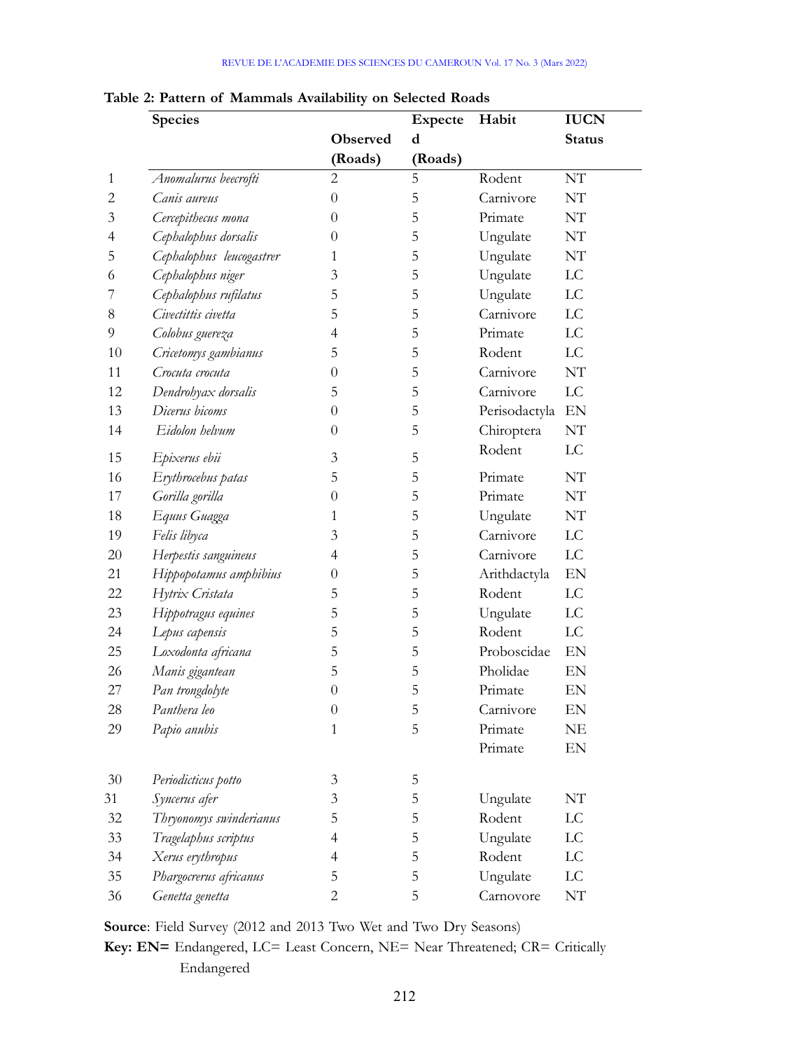**Table 2: Pattern of Mammals Availability on Selected Roads**

| | Species | Observed (Roads) | Expected (Roads) | Habit | IUCN Status |
|---|---|---|---|---|---|
| 1 | *Anomalurus beecrofti* | 2 | 5 | Rodent | NT |
| 2 | *Canis aureus* | 0 | 5 | Carnivore | NT |
| 3 | *Cercepithecus mona* | 0 | 5 | Primate | NT |
| 4 | *Cephalophus dorsalis* | 0 | 5 | Ungulate | NT |
| 5 | *Cephalophus leucogastrer* | 1 | 5 | Ungulate | NT |
| 6 | *Cephalophus niger* | 3 | 5 | Ungulate | LC |
| 7 | *Cephalophus rufilatus* | 5 | 5 | Ungulate | LC |
| 8 | *Civectittis civetta* | 5 | 5 | Carnivore | LC |
| 9 | *Colobus guereza* | 4 | 5 | Primate | LC |
| 10 | *Cricetomys gambianus* | 5 | 5 | Rodent | LC |
| 11 | *Crocuta crocuta* | 0 | 5 | Carnivore | NT |
| 12 | *Dendrohyax dorsalis* | 5 | 5 | Carnivore | LC |
| 13 | *Dicerus bicoms* | 0 | 5 | Perisodactyla | EN |
| 14 | *Eidolon helvum* | 0 | 5 | Chiroptera | NT |
| 15 | *Epixerus ebii* | 3 | 5 | Rodent | LC |
| 16 | *Erythrocebus patas* | 5 | 5 | Primate | NT |
| 17 | *Gorilla gorilla* | 0 | 5 | Primate | NT |
| 18 | *Equus Guagga* | 1 | 5 | Ungulate | NT |
| 19 | *Felis libyca* | 3 | 5 | Carnivore | LC |
| 20 | *Herpestis sanguineus* | 4 | 5 | Carnivore | LC |
| 21 | *Hippopotamus amphibius* | 0 | 5 | Arithdactyla | EN |
| 22 | *Hytrix Cristata* | 5 | 5 | Rodent | LC |
| 23 | *Hippotragus equines* | 5 | 5 | Ungulate | LC |
| 24 | *Lepus capensis* | 5 | 5 | Rodent | LC |
| 25 | *Loxodonta africana* | 5 | 5 | Proboscidae | EN |
| 26 | *Manis gigantean* | 5 | 5 | Pholidae | EN |
| 27 | *Pan trongdolyte* | 0 | 5 | Primate | EN |
| 28 | *Panthera leo* | 0 | 5 | Carnivore | EN |
| 29 | *Papio anubis* | 1 | 5 | Primate | NE |
| | | | | Primate | EN |
| 30 | *Periodicticus potto* | 3 | 5 | | |
| 31 | *Syncerus afer* | 3 | 5 | Ungulate | NT |
| 32 | *Thryonomys swinderianus* | 5 | 5 | Rodent | LC |
| 33 | *Tragelaphus scriptus* | 4 | 5 | Ungulate | LC |
| 34 | *Xerus erythropus* | 4 | 5 | Rodent | LC |
| 35 | *Phargocrerus africanus* | 5 | 5 | Ungulate | LC |
| 36 | *Genetta genetta* | 2 | 5 | Carnovore | NT |

**Source**: Field Survey (2012 and 2013 Two Wet and Two Dry Seasons)

**Key: EN=** Endangered, LC= Least Concern, NE= Near Threatened; CR= Critically Endangered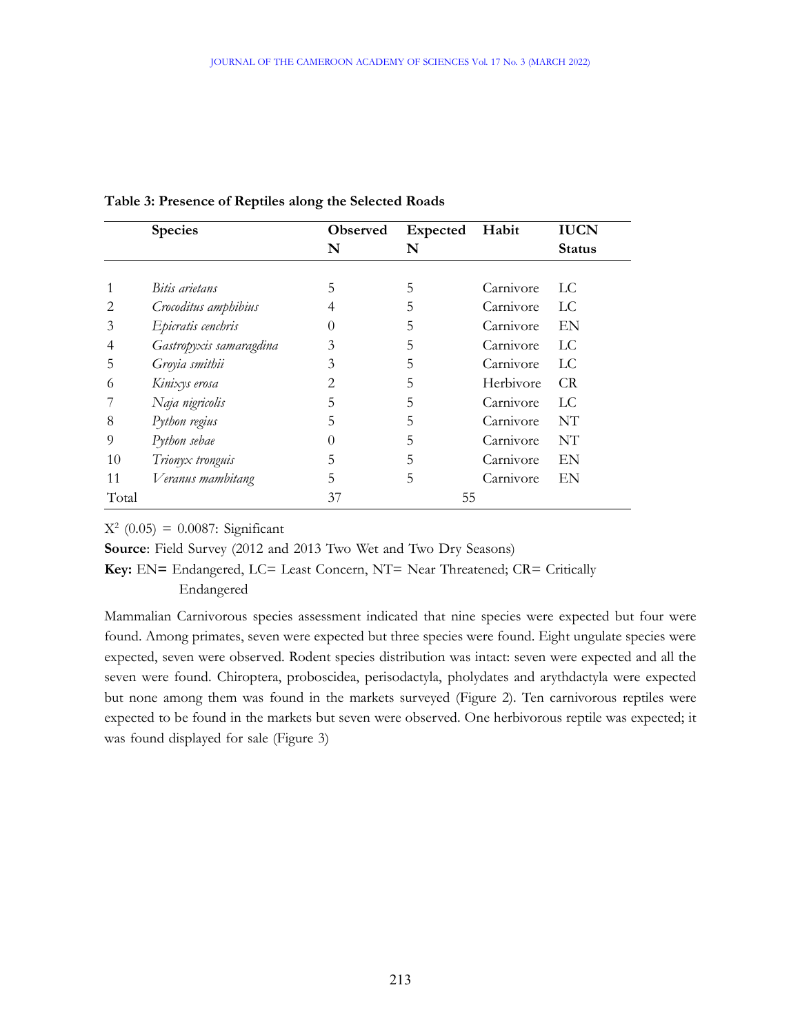**Table 3: Presence of Reptiles along the Selected Roads**

| | Species | Observed N | Expected N | Habit | IUCN Status |
|---|---|---|---|---|---|
| 1 | *Bitis arietans* | 5 | 5 | Carnivore | LC |
| 2 | *Crocoditus amphibius* | 4 | 5 | Carnivore | LC |
| 3 | *Epicratis cenchris* | 0 | 5 | Carnivore | EN |
| 4 | *Gastropyxis samaragdina* | 3 | 5 | Carnivore | LC |
| 5 | *Groyia smithii* | 3 | 5 | Carnivore | LC |
| 6 | *Kinixys erosa* | 2 | 5 | Herbivore | CR |
| 7 | *Naja nigricolis* | 5 | 5 | Carnivore | LC |
| 8 | *Python regius* | 5 | 5 | Carnivore | NT |
| 9 | *Python sebae* | 0 | 5 | Carnivore | NT |
| 10 | *Trionyx tronguis* | 5 | 5 | Carnivore | EN |
| 11 | *Veranus mambitang* | 5 | 5 | Carnivore | EN |
| Total | | 37 | 55 | | |

$X^2$ (0.05) = 0.0087: Significant

**Source**: Field Survey (2012 and 2013 Two Wet and Two Dry Seasons)

**Key:** EN**=** Endangered, LC= Least Concern, NT= Near Threatened; CR= Critically Endangered

Mammalian Carnivorous species assessment indicated that nine species were expected but four were found. Among primates, seven were expected but three species were found. Eight ungulate species were expected, seven were observed. Rodent species distribution was intact: seven were expected and all the seven were found. Chiroptera, proboscidea, perisodactyla, pholydates and arythdactyla were expected but none among them was found in the markets surveyed (Figure 2). Ten carnivorous reptiles were expected to be found in the markets but seven were observed. One herbivorous reptile was expected; it was found displayed for sale (Figure 3)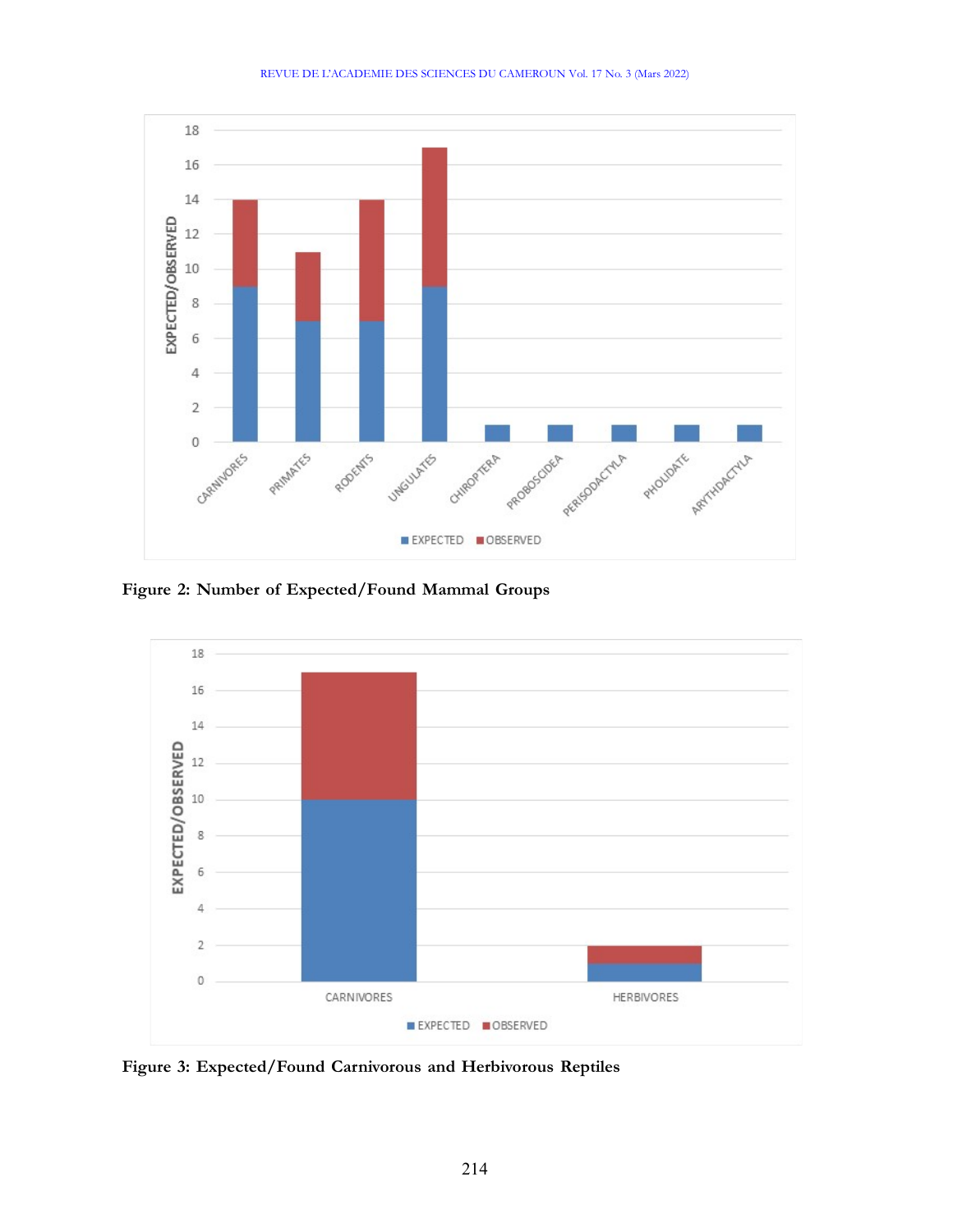Figure 2: Number of Expected/Found Mammal Groups

Figure 3: Expected/Found Carnivorous and Herbivorous Reptiles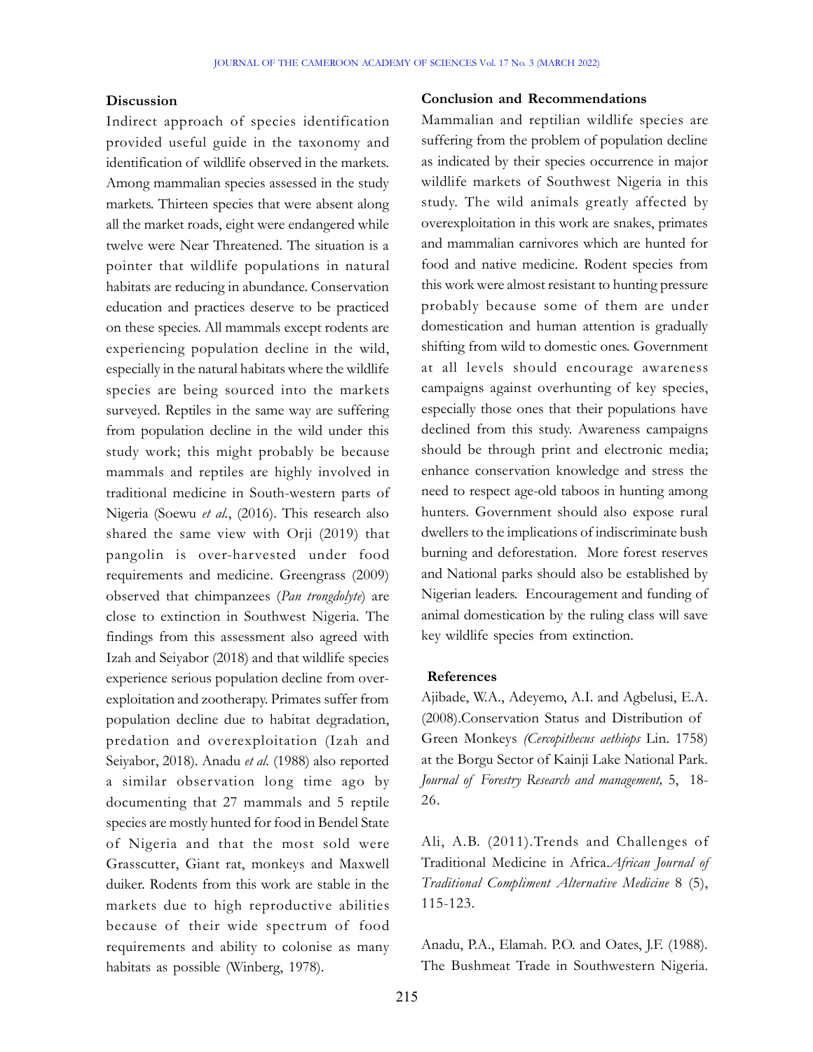## Discussion

Indirect approach of species identification provided useful guide in the taxonomy and identification of wildlife observed in the markets. Among mammalian species assessed in the study markets. Thirteen species that were absent along all the market roads, eight were endangered while twelve were Near Threatened. The situation is a pointer that wildlife populations in natural habitats are reducing in abundance. Conservation education and practices deserve to be practiced on these species. All mammals except rodents are experiencing population decline in the wild, especially in the natural habitats where the wildlife species are being sourced into the markets surveyed. Reptiles in the same way are suffering from population decline in the wild under this study work; this might probably be because mammals and reptiles are highly involved in traditional medicine in South-western parts of Nigeria (Soewu *et al.*, (2016). This research also shared the same view with Orji (2019) that pangolin is over-harvested under food requirements and medicine. Greengrass (2009) observed that chimpanzees (*Pan trongdolyte*) are close to extinction in Southwest Nigeria. The findings from this assessment also agreed with Izah and Seiyabor (2018) and that wildlife species experience serious population decline from over-exploitation and zootherapy. Primates suffer from population decline due to habitat degradation, predation and overexploitation (Izah and Seiyabor, 2018). Anadu *et al.* (1988) also reported a similar observation long time ago by documenting that 27 mammals and 5 reptile species are mostly hunted for food in Bendel State of Nigeria and that the most sold were Grasscutter, Giant rat, monkeys and Maxwell duiker. Rodents from this work are stable in the markets due to high reproductive abilities because of their wide spectrum of food requirements and ability to colonise as many habitats as possible (Winberg, 1978).

## Conclusion and Recommendations

Mammalian and reptilian wildlife species are suffering from the problem of population decline as indicated by their species occurrence in major wildlife markets of Southwest Nigeria in this study. The wild animals greatly affected by overexploitation in this work are snakes, primates and mammalian carnivores which are hunted for food and native medicine. Rodent species from this work were almost resistant to hunting pressure probably because some of them are under domestication and human attention is gradually shifting from wild to domestic ones. Government at all levels should encourage awareness campaigns against overhunting of key species, especially those ones that their populations have declined from this study. Awareness campaigns should be through print and electronic media; enhance conservation knowledge and stress the need to respect age-old taboos in hunting among hunters. Government should also expose rural dwellers to the implications of indiscriminate bush burning and deforestation. More forest reserves and National parks should also be established by Nigerian leaders. Encouragement and funding of animal domestication by the ruling class will save key wildlife species from extinction.

## References

Ajibade, W.A., Adeyemo, A.I. and Agbelusi, E.A. (2008).Conservation Status and Distribution of Green Monkeys *(Cercopithecus aethiops* Lin. 1758) at the Borgu Sector of Kainji Lake National Park. *Journal of Forestry Research and management,* 5, 18-26.

Ali, A.B. (2011).Trends and Challenges of Traditional Medicine in Africa.*African Journal of Traditional Compliment Alternative Medicine* 8 (5), 115-123.

Anadu, P.A., Elamah. P.O. and Oates, J.F. (1988). The Bushmeat Trade in Southwestern Nigeria.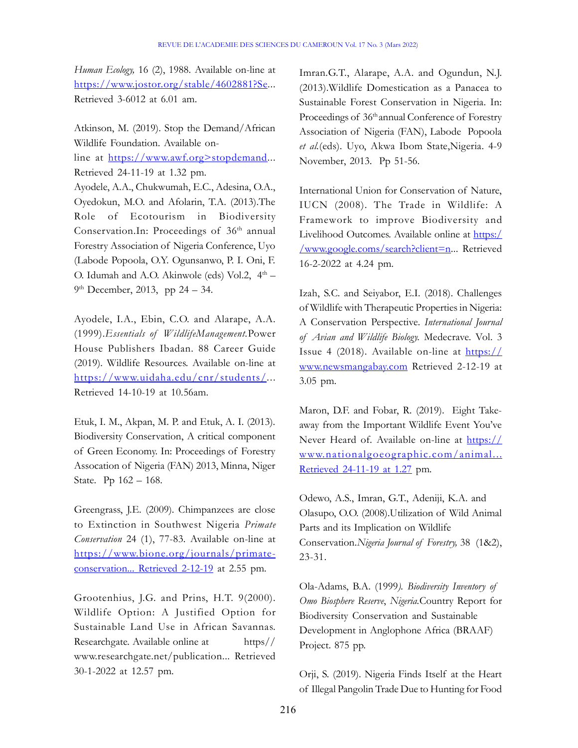*Human Ecology,* 16 (2), 1988. Available on-line at https://www.jostor.org/stable/4602881?Se... Retrieved 3-6012 at 6.01 am.

Atkinson, M. (2019). Stop the Demand/African Wildlife Foundation. Available on-line at https://www.awf.org>stopdemand... Retrieved 24-11-19 at 1.32 pm.

Ayodele, A.A., Chukwumah, E.C., Adesina, O.A., Oyedokun, M.O. and Afolarin, T.A. (2013).The Role of Ecotourism in Biodiversity Conservation.In: Proceedings of 36th annual Forestry Association of Nigeria Conference, Uyo (Labode Popoola, O.Y. Ogunsanwo, P. I. Oni, F. O. Idumah and A.O. Akinwole (eds) Vol.2, 4th – 9th December, 2013, pp 24 – 34.

Ayodele, I.A., Ebin, C.O. and Alarape, A.A. (1999).*Essentials of WildlifeManagement.*Power House Publishers Ibadan. 88 Career Guide (2019). Wildlife Resources. Available on-line at https://www.uidaha.edu/cnr/students/... Retrieved 14-10-19 at 10.56am.

Etuk, I. M., Akpan, M. P. and Etuk, A. I. (2013). Biodiversity Conservation, A critical component of Green Economy. In: Proceedings of Forestry Assocation of Nigeria (FAN) 2013, Minna, Niger State. Pp 162 – 168.

Greengrass, J.E. (2009). Chimpanzees are close to Extinction in Southwest Nigeria *Primate Conservation* 24 (1), 77-83. Available on-line at https://www.bione.org/journals/primate-conservation... Retrieved 2-12-19 at 2.55 pm.

Grootenhius, J.G. and Prins, H.T. 9(2000). Wildlife Option: A Justified Option for Sustainable Land Use in African Savannas. Researchgate. Available online at https// www.researchgate.net/publication... Retrieved 30-1-2022 at 12.57 pm.

Imran.G.T., Alarape, A.A. and Ogundun, N.J. (2013).Wildlife Domestication as a Panacea to Sustainable Forest Conservation in Nigeria. In: Proceedings of 36th annual Conference of Forestry Association of Nigeria (FAN), Labode Popoola *et al.*(eds). Uyo, Akwa Ibom State,Nigeria. 4-9 November, 2013. Pp 51-56.

International Union for Conservation of Nature, IUCN (2008). The Trade in Wildlife: A Framework to improve Biodiversity and Livelihood Outcomes. Available online at https://www.google.coms/search?client=n... Retrieved 16-2-2022 at 4.24 pm.

Izah, S.C. and Seiyabor, E.I. (2018). Challenges of Wildlife with Therapeutic Properties in Nigeria: A Conservation Perspective. *International Journal of Avian and Wildlife Biology.* Medecrave. Vol. 3 Issue 4 (2018). Available on-line at https://www.newsmangabay.com Retrieved 2-12-19 at 3.05 pm.

Maron, D.F. and Fobar, R. (2019). Eight Take-away from the Important Wildlife Event You've Never Heard of. Available on-line at https://www.nationalgoeographic.com/animal... Retrieved 24-11-19 at 1.27 pm.

Odewo, A.S., Imran, G.T., Adeniji, K.A. and Olasupo, O.O. (2008).Utilization of Wild Animal Parts and its Implication on Wildlife Conservation.*Nigeria Journal of Forestry,* 38 (1&2), 23-31.

Ola-Adams, B.A. (1999*). Biodiversity Inventory of Omo Biosphere Reserve*, *Nigeria.*Country Report for Biodiversity Conservation and Sustainable Development in Anglophone Africa (BRAAF) Project. 875 pp.

Orji, S. (2019). Nigeria Finds Itself at the Heart of Illegal Pangolin Trade Due to Hunting for Food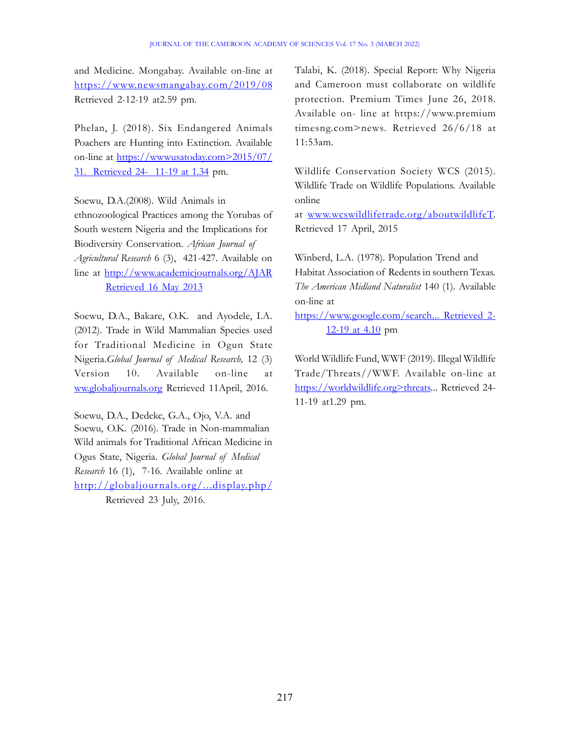and Medicine. Mongabay. Available on-line at https://www.newsmangabay.com/2019/08 Retrieved 2-12-19 at2.59 pm.

Phelan, J. (2018). Six Endangered Animals Poachers are Hunting into Extinction. Available on-line at https://wwwusatoday.com>2015/07/31. Retrieved 24- 11-19 at 1.34 pm.

Soewu, D.A.(2008). Wild Animals in ethnozoological Practices among the Yorubas of South western Nigeria and the Implications for Biodiversity Conservation. *African Journal of Agricultural Research* 6 (3), 421-427. Available on line at http://www.academicjournals.org/AJAR Retrieved 16 May 2013

Soewu, D.A., Bakare, O.K. and Ayodele, I.A. (2012). Trade in Wild Mammalian Species used for Traditional Medicine in Ogun State Nigeria.*Global Journal of Medical Research,* 12 (3) Version 10. Available on-line at ww.globaljournals.org Retrieved 11April, 2016.

Soewu, D.A., Dedeke, G.A., Ojo, V.A. and Soewu, O.K. (2016). Trade in Non-mammalian Wild animals for Traditional African Medicine in Ogus State, Nigeria. *Global Journal of Medical Research* 16 (1), 7-16. Available online at http://globaljournals.org/...display.php/ Retrieved 23 July, 2016.

Talabi, K. (2018). Special Report: Why Nigeria and Cameroon must collaborate on wildlife protection. Premium Times June 26, 2018. Available on- line at https://www.premium timesng.com>news. Retrieved 26/6/18 at 11:53am.

Wildlife Conservation Society WCS (2015). Wildlife Trade on Wildlife Populations. Available online at www.wcswildlifetrade.org/aboutwildlifeT. Retrieved 17 April, 2015

Winberd, L.A. (1978). Population Trend and Habitat Association of Redents in southern Texas. *The American Midland Naturalist* 140 (1). Available on-line at https://www.google.com/search... Retrieved 2-12-19 at 4.10 pm

World Wildlife Fund, WWF (2019). Illegal Wildlife Trade/Threats//WWF. Available on-line at https://worldwildlife.org>threats... Retrieved 24-11-19 at1.29 pm.